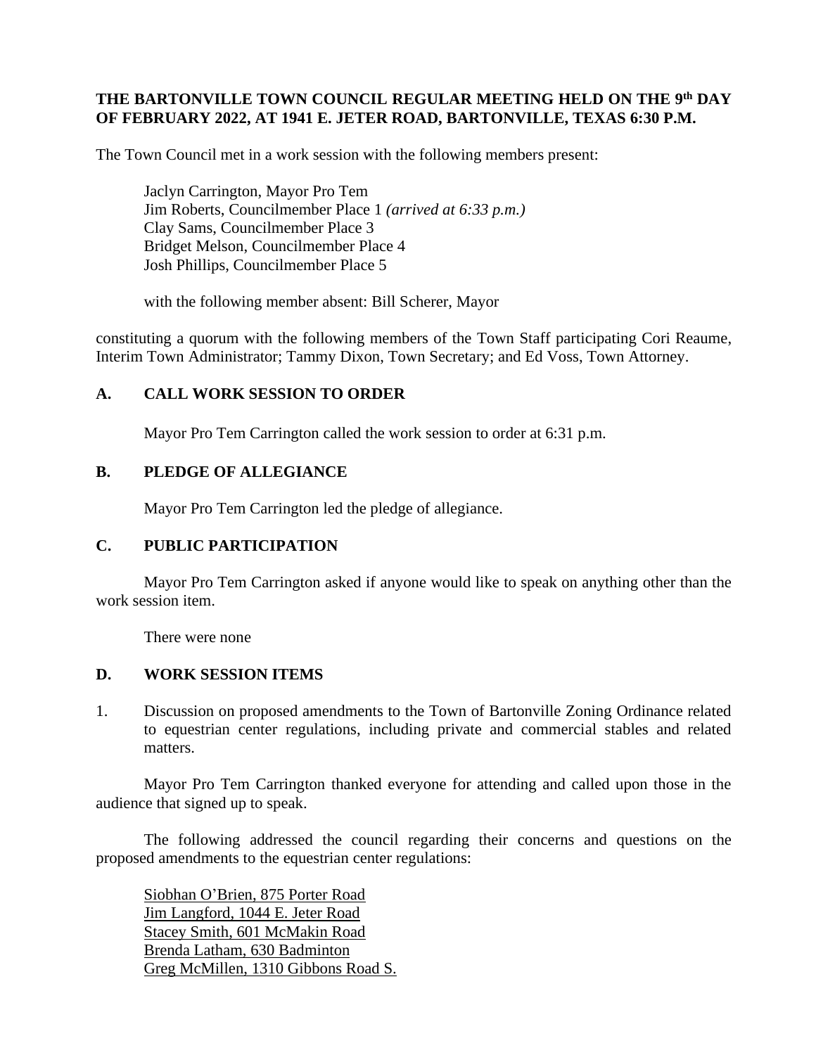**THE BARTONVILLE TOWN COUNCIL REGULAR MEETING HELD ON THE 9th DAY OF FEBRUARY 2022, AT 1941 E. JETER ROAD, BARTONVILLE, TEXAS 6:30 P.M.**

The Town Council met in a work session with the following members present:

Jaclyn Carrington, Mayor Pro Tem
Jim Roberts, Councilmember Place 1 *(arrived at 6:33 p.m.)*
Clay Sams, Councilmember Place 3
Bridget Melson, Councilmember Place 4
Josh Phillips, Councilmember Place 5

with the following member absent: Bill Scherer, Mayor

constituting a quorum with the following members of the Town Staff participating Cori Reaume, Interim Town Administrator; Tammy Dixon, Town Secretary; and Ed Voss, Town Attorney.

## A. CALL WORK SESSION TO ORDER

Mayor Pro Tem Carrington called the work session to order at 6:31 p.m.

## B. PLEDGE OF ALLEGIANCE

Mayor Pro Tem Carrington led the pledge of allegiance.

## C. PUBLIC PARTICIPATION

Mayor Pro Tem Carrington asked if anyone would like to speak on anything other than the work session item.

There were none

## D. WORK SESSION ITEMS

1. Discussion on proposed amendments to the Town of Bartonville Zoning Ordinance related to equestrian center regulations, including private and commercial stables and related matters.

Mayor Pro Tem Carrington thanked everyone for attending and called upon those in the audience that signed up to speak.

The following addressed the council regarding their concerns and questions on the proposed amendments to the equestrian center regulations:

Siobhan O'Brien, 875 Porter Road
Jim Langford, 1044 E. Jeter Road
Stacey Smith, 601 McMakin Road
Brenda Latham, 630 Badminton
Greg McMillen, 1310 Gibbons Road S.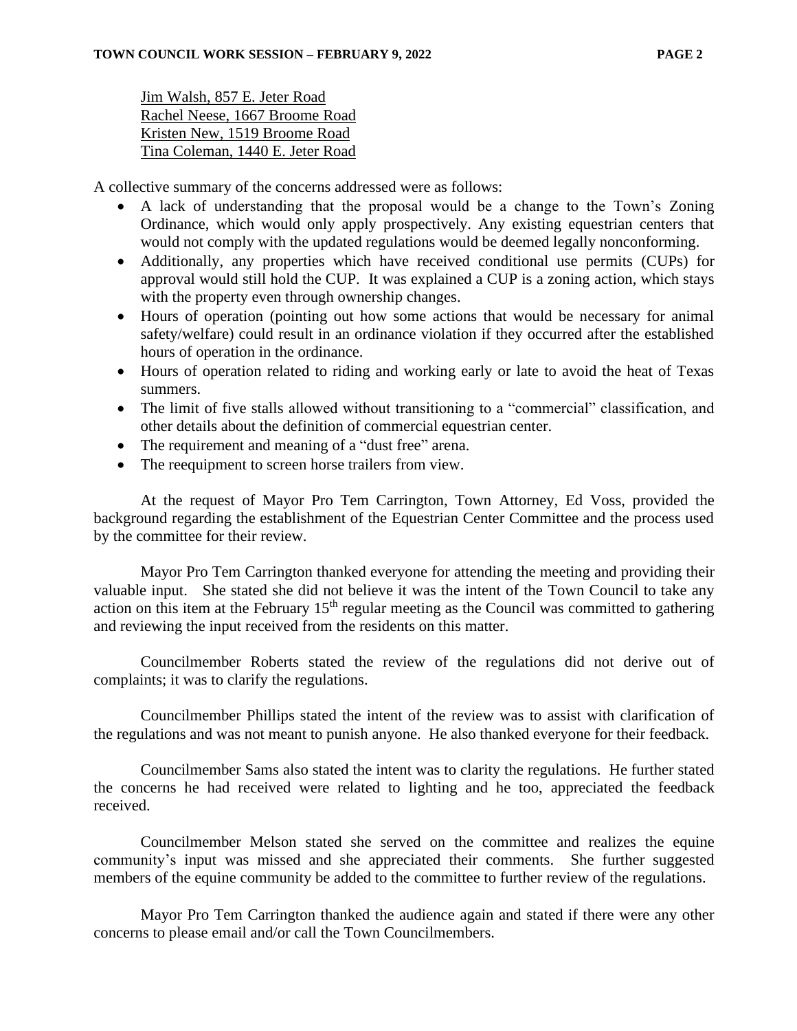Jim Walsh, 857 E. Jeter Road
Rachel Neese, 1667 Broome Road
Kristen New, 1519 Broome Road
Tina Coleman, 1440 E. Jeter Road

A collective summary of the concerns addressed were as follows:

- A lack of understanding that the proposal would be a change to the Town's Zoning Ordinance, which would only apply prospectively. Any existing equestrian centers that would not comply with the updated regulations would be deemed legally nonconforming.
- Additionally, any properties which have received conditional use permits (CUPs) for approval would still hold the CUP. It was explained a CUP is a zoning action, which stays with the property even through ownership changes.
- Hours of operation (pointing out how some actions that would be necessary for animal safety/welfare) could result in an ordinance violation if they occurred after the established hours of operation in the ordinance.
- Hours of operation related to riding and working early or late to avoid the heat of Texas summers.
- The limit of five stalls allowed without transitioning to a "commercial" classification, and other details about the definition of commercial equestrian center.
- The requirement and meaning of a "dust free" arena.
- The reequipment to screen horse trailers from view.

At the request of Mayor Pro Tem Carrington, Town Attorney, Ed Voss, provided the background regarding the establishment of the Equestrian Center Committee and the process used by the committee for their review.

Mayor Pro Tem Carrington thanked everyone for attending the meeting and providing their valuable input. She stated she did not believe it was the intent of the Town Council to take any action on this item at the February 15th regular meeting as the Council was committed to gathering and reviewing the input received from the residents on this matter.

Councilmember Roberts stated the review of the regulations did not derive out of complaints; it was to clarify the regulations.

Councilmember Phillips stated the intent of the review was to assist with clarification of the regulations and was not meant to punish anyone. He also thanked everyone for their feedback.

Councilmember Sams also stated the intent was to clarity the regulations. He further stated the concerns he had received were related to lighting and he too, appreciated the feedback received.

Councilmember Melson stated she served on the committee and realizes the equine community's input was missed and she appreciated their comments. She further suggested members of the equine community be added to the committee to further review of the regulations.

Mayor Pro Tem Carrington thanked the audience again and stated if there were any other concerns to please email and/or call the Town Councilmembers.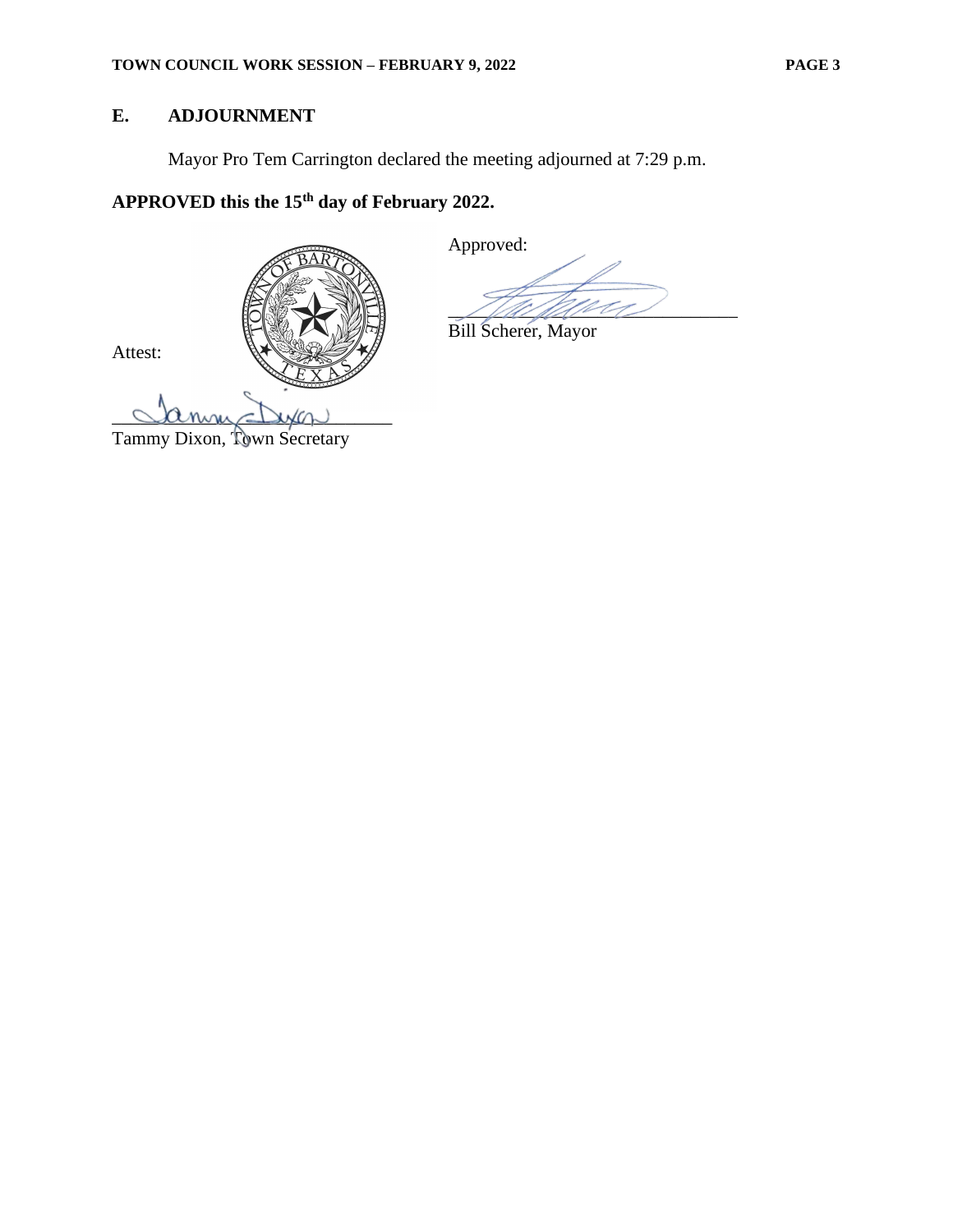## E. ADJOURNMENT

Mayor Pro Tem Carrington declared the meeting adjourned at 7:29 p.m.

**APPROVED this the 15th day of February 2022.**

Approved:

\_\_\_\_\_\_\_\_\_\_\_\_\_\_\_\_\_\_\_\_\_\_\_\_\_\_\_\_\_\_

Bill Scherer, Mayor

Attest:

\_\_\_\_\_\_\_\_\_\_\_\_\_\_\_\_\_\_\_\_\_\_\_\_\_\_\_\_\_\_

Tammy Dixon, Town Secretary